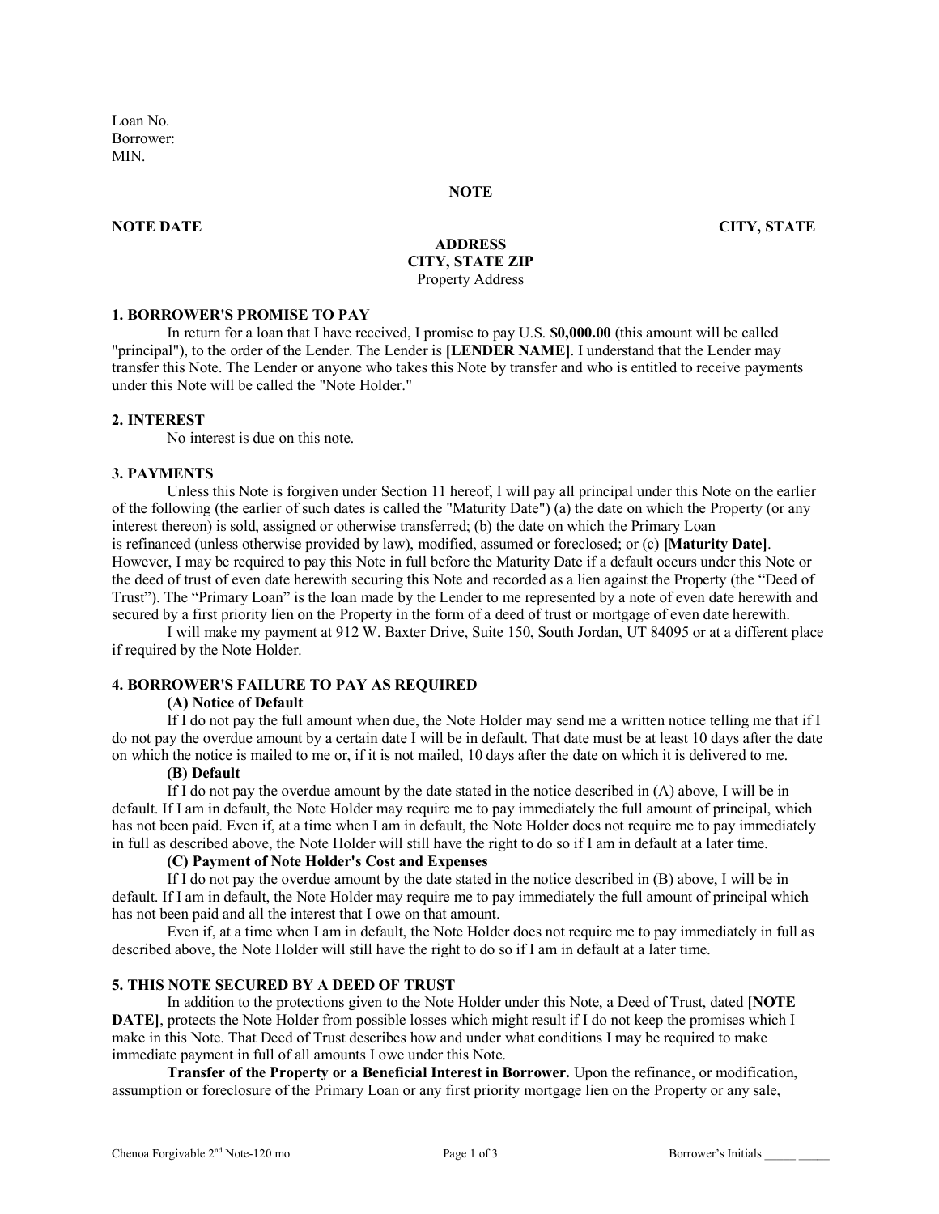Loan No.
Borrower:
MIN.

# NOTE

**NOTE DATE** **CITY, STATE**

**ADDRESS**
**CITY, STATE ZIP**
Property Address

### 1. BORROWER'S PROMISE TO PAY

In return for a loan that I have received, I promise to pay U.S. **$0,000.00** (this amount will be called "principal"), to the order of the Lender. The Lender is **[LENDER NAME]**. I understand that the Lender may transfer this Note. The Lender or anyone who takes this Note by transfer and who is entitled to receive payments under this Note will be called the "Note Holder."

### 2. INTEREST

No interest is due on this note.

### 3. PAYMENTS

Unless this Note is forgiven under Section 11 hereof, I will pay all principal under this Note on the earlier of the following (the earlier of such dates is called the "Maturity Date") (a) the date on which the Property (or any interest thereon) is sold, assigned or otherwise transferred; (b) the date on which the Primary Loan is refinanced (unless otherwise provided by law), modified, assumed or foreclosed; or (c) **[Maturity Date]**. However, I may be required to pay this Note in full before the Maturity Date if a default occurs under this Note or the deed of trust of even date herewith securing this Note and recorded as a lien against the Property (the "Deed of Trust"). The "Primary Loan" is the loan made by the Lender to me represented by a note of even date herewith and secured by a first priority lien on the Property in the form of a deed of trust or mortgage of even date herewith.

I will make my payment at 912 W. Baxter Drive, Suite 150, South Jordan, UT 84095 or at a different place if required by the Note Holder.

### 4. BORROWER'S FAILURE TO PAY AS REQUIRED

**(A) Notice of Default**

If I do not pay the full amount when due, the Note Holder may send me a written notice telling me that if I do not pay the overdue amount by a certain date I will be in default. That date must be at least 10 days after the date on which the notice is mailed to me or, if it is not mailed, 10 days after the date on which it is delivered to me.

**(B) Default**

If I do not pay the overdue amount by the date stated in the notice described in (A) above, I will be in default. If I am in default, the Note Holder may require me to pay immediately the full amount of principal, which has not been paid. Even if, at a time when I am in default, the Note Holder does not require me to pay immediately in full as described above, the Note Holder will still have the right to do so if I am in default at a later time.

**(C) Payment of Note Holder's Cost and Expenses**

If I do not pay the overdue amount by the date stated in the notice described in (B) above, I will be in default. If I am in default, the Note Holder may require me to pay immediately the full amount of principal which has not been paid and all the interest that I owe on that amount.

Even if, at a time when I am in default, the Note Holder does not require me to pay immediately in full as described above, the Note Holder will still have the right to do so if I am in default at a later time.

### 5. THIS NOTE SECURED BY A DEED OF TRUST

In addition to the protections given to the Note Holder under this Note, a Deed of Trust, dated **[NOTE DATE]**, protects the Note Holder from possible losses which might result if I do not keep the promises which I make in this Note. That Deed of Trust describes how and under what conditions I may be required to make immediate payment in full of all amounts I owe under this Note.

**Transfer of the Property or a Beneficial Interest in Borrower.** Upon the refinance, or modification, assumption or foreclosure of the Primary Loan or any first priority mortgage lien on the Property or any sale,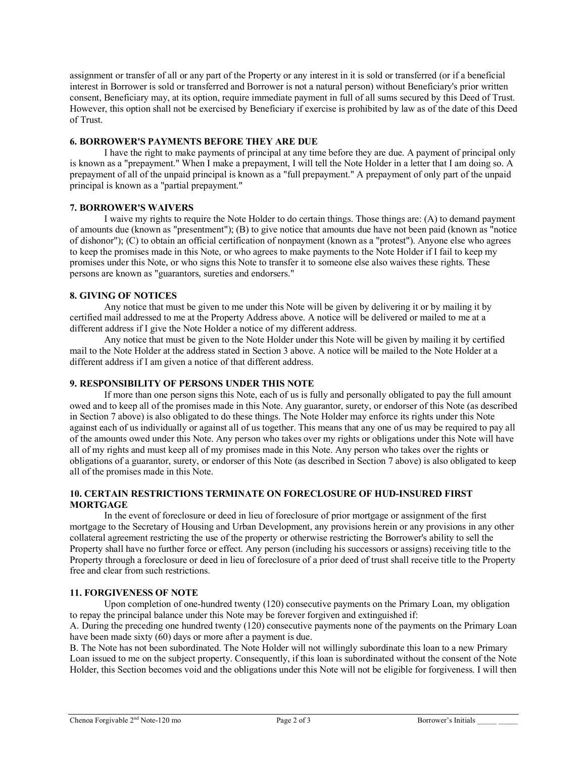assignment or transfer of all or any part of the Property or any interest in it is sold or transferred (or if a beneficial interest in Borrower is sold or transferred and Borrower is not a natural person) without Beneficiary's prior written consent, Beneficiary may, at its option, require immediate payment in full of all sums secured by this Deed of Trust. However, this option shall not be exercised by Beneficiary if exercise is prohibited by law as of the date of this Deed of Trust.

### 6. BORROWER'S PAYMENTS BEFORE THEY ARE DUE

I have the right to make payments of principal at any time before they are due. A payment of principal only is known as a "prepayment." When I make a prepayment, I will tell the Note Holder in a letter that I am doing so. A prepayment of all of the unpaid principal is known as a "full prepayment." A prepayment of only part of the unpaid principal is known as a "partial prepayment."

### 7. BORROWER'S WAIVERS

I waive my rights to require the Note Holder to do certain things. Those things are: (A) to demand payment of amounts due (known as "presentment"); (B) to give notice that amounts due have not been paid (known as "notice of dishonor"); (C) to obtain an official certification of nonpayment (known as a "protest"). Anyone else who agrees to keep the promises made in this Note, or who agrees to make payments to the Note Holder if I fail to keep my promises under this Note, or who signs this Note to transfer it to someone else also waives these rights. These persons are known as "guarantors, sureties and endorsers."

### 8. GIVING OF NOTICES

Any notice that must be given to me under this Note will be given by delivering it or by mailing it by certified mail addressed to me at the Property Address above. A notice will be delivered or mailed to me at a different address if I give the Note Holder a notice of my different address.

Any notice that must be given to the Note Holder under this Note will be given by mailing it by certified mail to the Note Holder at the address stated in Section 3 above. A notice will be mailed to the Note Holder at a different address if I am given a notice of that different address.

### 9. RESPONSIBILITY OF PERSONS UNDER THIS NOTE

If more than one person signs this Note, each of us is fully and personally obligated to pay the full amount owed and to keep all of the promises made in this Note. Any guarantor, surety, or endorser of this Note (as described in Section 7 above) is also obligated to do these things. The Note Holder may enforce its rights under this Note against each of us individually or against all of us together. This means that any one of us may be required to pay all of the amounts owed under this Note. Any person who takes over my rights or obligations under this Note will have all of my rights and must keep all of my promises made in this Note. Any person who takes over the rights or obligations of a guarantor, surety, or endorser of this Note (as described in Section 7 above) is also obligated to keep all of the promises made in this Note.

### 10. CERTAIN RESTRICTIONS TERMINATE ON FORECLOSURE OF HUD-INSURED FIRST MORTGAGE

In the event of foreclosure or deed in lieu of foreclosure of prior mortgage or assignment of the first mortgage to the Secretary of Housing and Urban Development, any provisions herein or any provisions in any other collateral agreement restricting the use of the property or otherwise restricting the Borrower's ability to sell the Property shall have no further force or effect. Any person (including his successors or assigns) receiving title to the Property through a foreclosure or deed in lieu of foreclosure of a prior deed of trust shall receive title to the Property free and clear from such restrictions.

### 11. FORGIVENESS OF NOTE

Upon completion of one-hundred twenty (120) consecutive payments on the Primary Loan, my obligation to repay the principal balance under this Note may be forever forgiven and extinguished if:

A. During the preceding one hundred twenty (120) consecutive payments none of the payments on the Primary Loan have been made sixty (60) days or more after a payment is due.

B. The Note has not been subordinated. The Note Holder will not willingly subordinate this loan to a new Primary Loan issued to me on the subject property. Consequently, if this loan is subordinated without the consent of the Note Holder, this Section becomes void and the obligations under this Note will not be eligible for forgiveness. I will then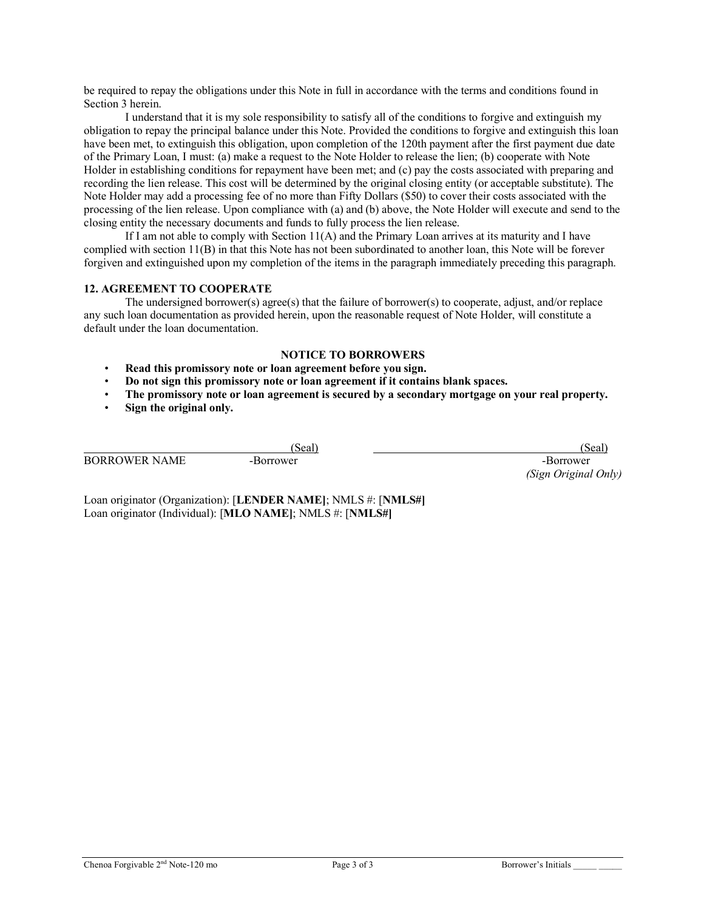be required to repay the obligations under this Note in full in accordance with the terms and conditions found in Section 3 herein.

I understand that it is my sole responsibility to satisfy all of the conditions to forgive and extinguish my obligation to repay the principal balance under this Note. Provided the conditions to forgive and extinguish this loan have been met, to extinguish this obligation, upon completion of the 120th payment after the first payment due date of the Primary Loan, I must: (a) make a request to the Note Holder to release the lien; (b) cooperate with Note Holder in establishing conditions for repayment have been met; and (c) pay the costs associated with preparing and recording the lien release. This cost will be determined by the original closing entity (or acceptable substitute). The Note Holder may add a processing fee of no more than Fifty Dollars ($50) to cover their costs associated with the processing of the lien release. Upon compliance with (a) and (b) above, the Note Holder will execute and send to the closing entity the necessary documents and funds to fully process the lien release.

If I am not able to comply with Section 11(A) and the Primary Loan arrives at its maturity and I have complied with section 11(B) in that this Note has not been subordinated to another loan, this Note will be forever forgiven and extinguished upon my completion of the items in the paragraph immediately preceding this paragraph.

### 12. AGREEMENT TO COOPERATE

The undersigned borrower(s) agree(s) that the failure of borrower(s) to cooperate, adjust, and/or replace any such loan documentation as provided herein, upon the reasonable request of Note Holder, will constitute a default under the loan documentation.

**NOTICE TO BORROWERS**

- **Read this promissory note or loan agreement before you sign.**
- **Do not sign this promissory note or loan agreement if it contains blank spaces.**
- **The promissory note or loan agreement is secured by a secondary mortgage on your real property.**
- **Sign the original only.**

______________________________ (Seal) ______________________________ (Seal)
BORROWER NAME -Borrower -Borrower
*(Sign Original Only)*

Loan originator (Organization): [**LENDER NAME**]; NMLS #: [**NMLS#**]
Loan originator (Individual): [**MLO NAME**]; NMLS #: [**NMLS#**]

Chenoa Forgivable 2nd Note-120 mo Borrower's Initials _____ _____